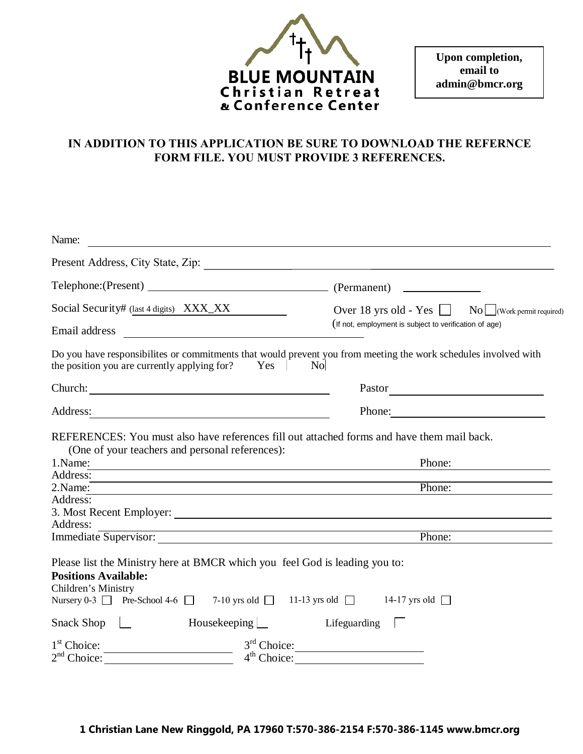**BLUE MOUNTAIN**
**Christian Retreat**
**& Conference Center**

**Upon completion, email to admin@bmcr.org**

**IN ADDITION TO THIS APPLICATION BE SURE TO DOWNLOAD THE REFERNCE FORM FILE. YOU MUST PROVIDE 3 REFERENCES.**

Name: ______________________________

Present Address, City State, Zip: ______________________________

Telephone:(Present) ______________________ (Permanent) ______________

Social Security# (last 4 digits) XXX_XX ______ Over 18 yrs old - Yes ☐ No ☐ (Work permit required)

(If not, employment is subject to verification of age)

Email address ______________________________

Do you have responsibilites or commitments that would prevent you from meeting the work schedules involved with the position you are currently applying for? Yes ☐ No ☐

Church: ______________________ Pastor ______________________

Address: ______________________ Phone: ______________________

REFERENCES: You must also have references fill out attached forms and have them mail back.
(One of your teachers and personal references):

1.Name: ______________________ Phone: ______________
Address: ______________________________

2.Name: ______________________ Phone: ______________
Address: ______________________________

3. Most Recent Employer: ______________________________
Address: ______________________________
Immediate Supervisor: ______________________ Phone: ______________

Please list the Ministry here at BMCR which you feel God is leading you to:

**Positions Available:**

Children's Ministry

Nursery 0-3 ☐ Pre-School 4-6 ☐ 7-10 yrs old ☐ 11-13 yrs old ☐ 14-17 yrs old ☐

Snack Shop ☐ Housekeeping ☐ Lifeguarding ☐

1st Choice: ______________ 3rd Choice: ______________
2nd Choice: ______________ 4th Choice: ______________

**1 Christian Lane New Ringgold, PA 17960 T:570-386-2154 F:570-386-1145 www.bmcr.org**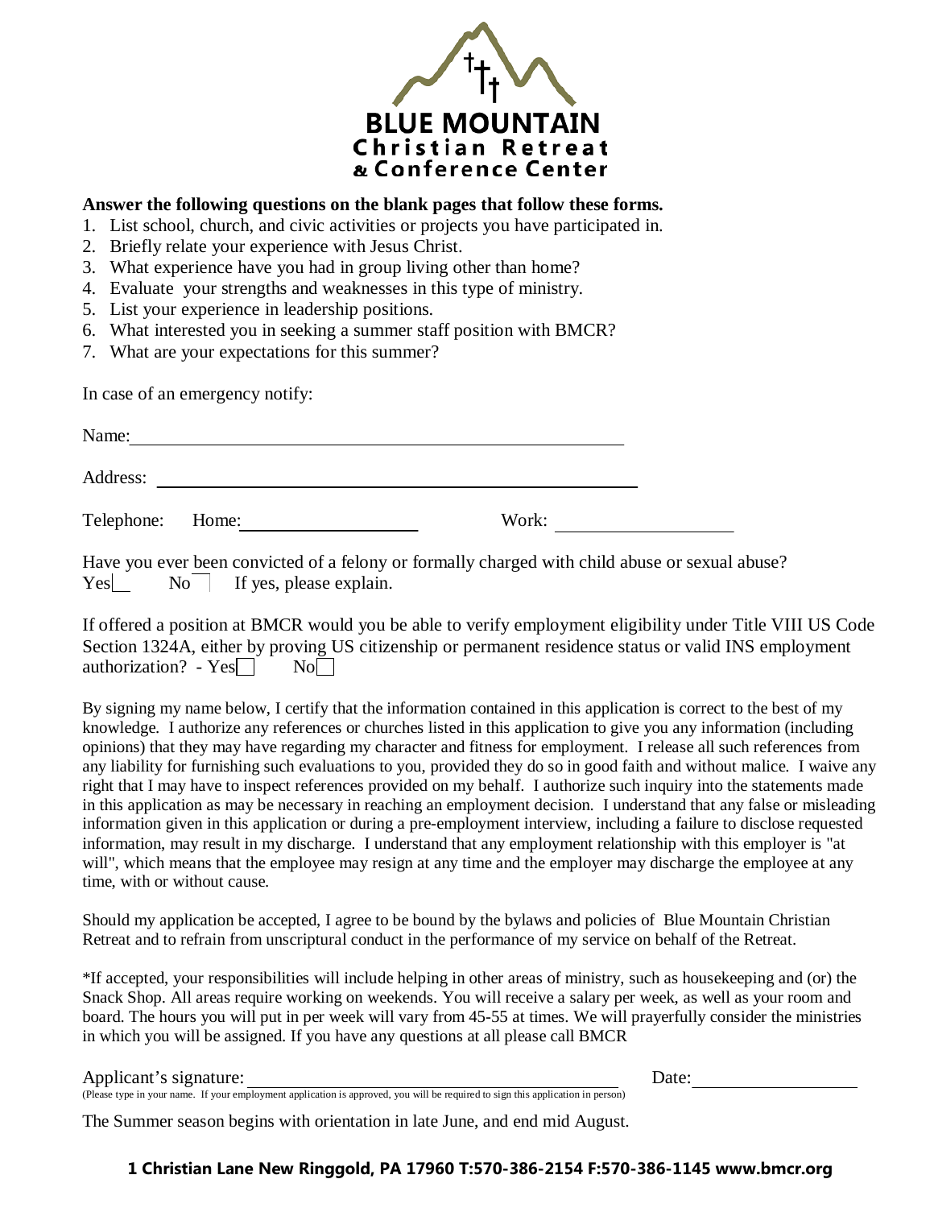**BLUE MOUNTAIN**
**Christian Retreat**
**& Conference Center**

**Answer the following questions on the blank pages that follow these forms.**

1. List school, church, and civic activities or projects you have participated in.
2. Briefly relate your experience with Jesus Christ.
3. What experience have you had in group living other than home?
4. Evaluate your strengths and weaknesses in this type of ministry.
5. List your experience in leadership positions.
6. What interested you in seeking a summer staff position with BMCR?
7. What are your expectations for this summer?

In case of an emergency notify:

Name: ______________________________________________

Address: ______________________________________________

Telephone: Home: ____________________ Work: ____________________

Have you ever been convicted of a felony or formally charged with child abuse or sexual abuse?
Yes☐ No☐ If yes, please explain.

If offered a position at BMCR would you be able to verify employment eligibility under Title VIII US Code Section 1324A, either by proving US citizenship or permanent residence status or valid INS employment authorization? - Yes☐ No☐

By signing my name below, I certify that the information contained in this application is correct to the best of my knowledge. I authorize any references or churches listed in this application to give you any information (including opinions) that they may have regarding my character and fitness for employment. I release all such references from any liability for furnishing such evaluations to you, provided they do so in good faith and without malice. I waive any right that I may have to inspect references provided on my behalf. I authorize such inquiry into the statements made in this application as may be necessary in reaching an employment decision. I understand that any false or misleading information given in this application or during a pre-employment interview, including a failure to disclose requested information, may result in my discharge. I understand that any employment relationship with this employer is "at will", which means that the employee may resign at any time and the employer may discharge the employee at any time, with or without cause.

Should my application be accepted, I agree to be bound by the bylaws and policies of Blue Mountain Christian Retreat and to refrain from unscriptural conduct in the performance of my service on behalf of the Retreat.

*If accepted, your responsibilities will include helping in other areas of ministry, such as housekeeping and (or) the Snack Shop. All areas require working on weekends. You will receive a salary per week, as well as your room and board. The hours you will put in per week will vary from 45-55 at times. We will prayerfully consider the ministries in which you will be assigned. If you have any questions at all please call BMCR

Applicant's signature: ______________________________ Date: ____________________

(Please type in your name. If your employment application is approved, you will be required to sign this application in person)

The Summer season begins with orientation in late June, and end mid August.

**1 Christian Lane New Ringgold, PA 17960 T:570-386-2154 F:570-386-1145 www.bmcr.org**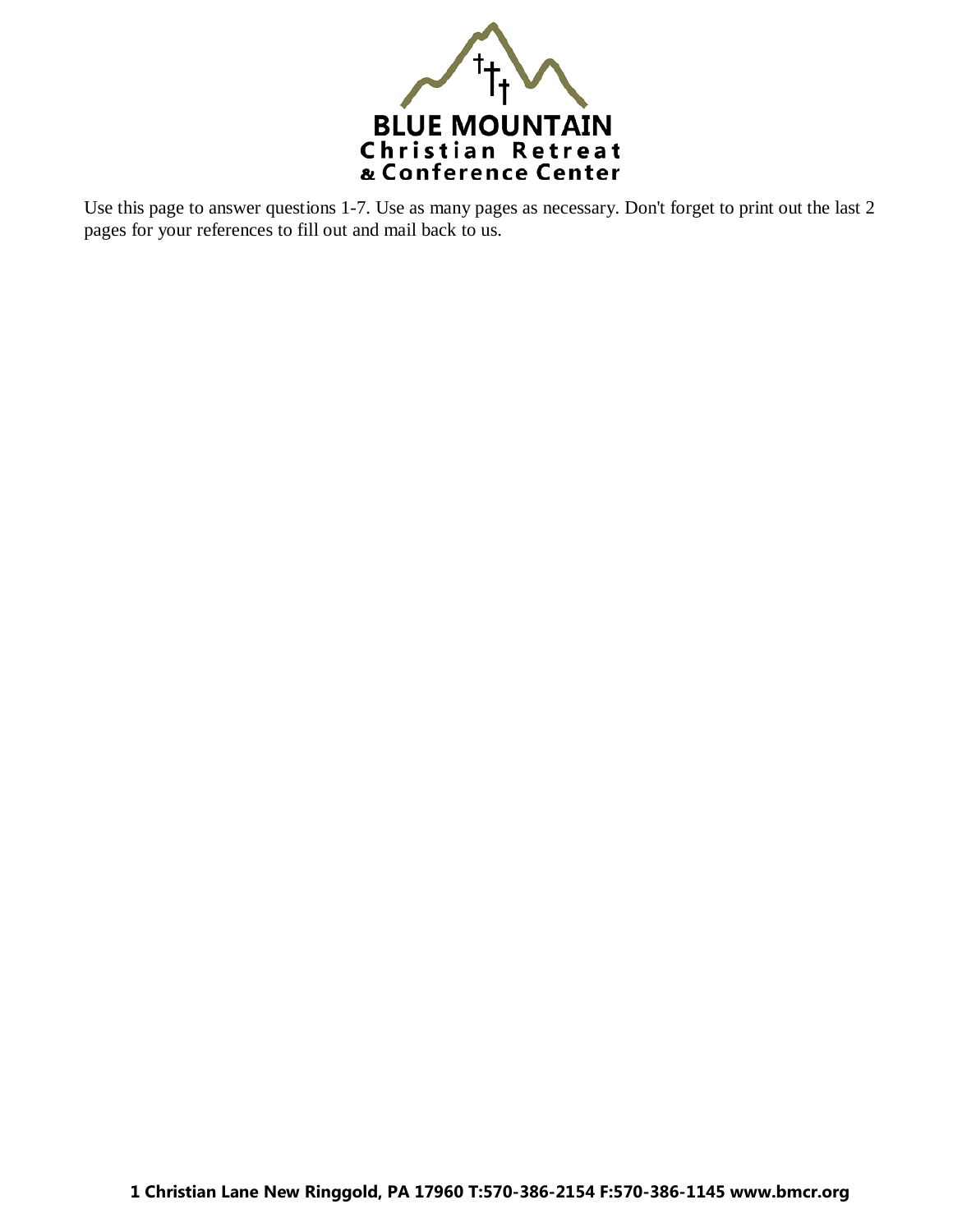**BLUE MOUNTAIN**
**Christian Retreat**
**& Conference Center**

Use this page to answer questions 1-7. Use as many pages as necessary. Don't forget to print out the last 2 pages for your references to fill out and mail back to us.

**1 Christian Lane New Ringgold, PA 17960 T:570-386-2154 F:570-386-1145 www.bmcr.org**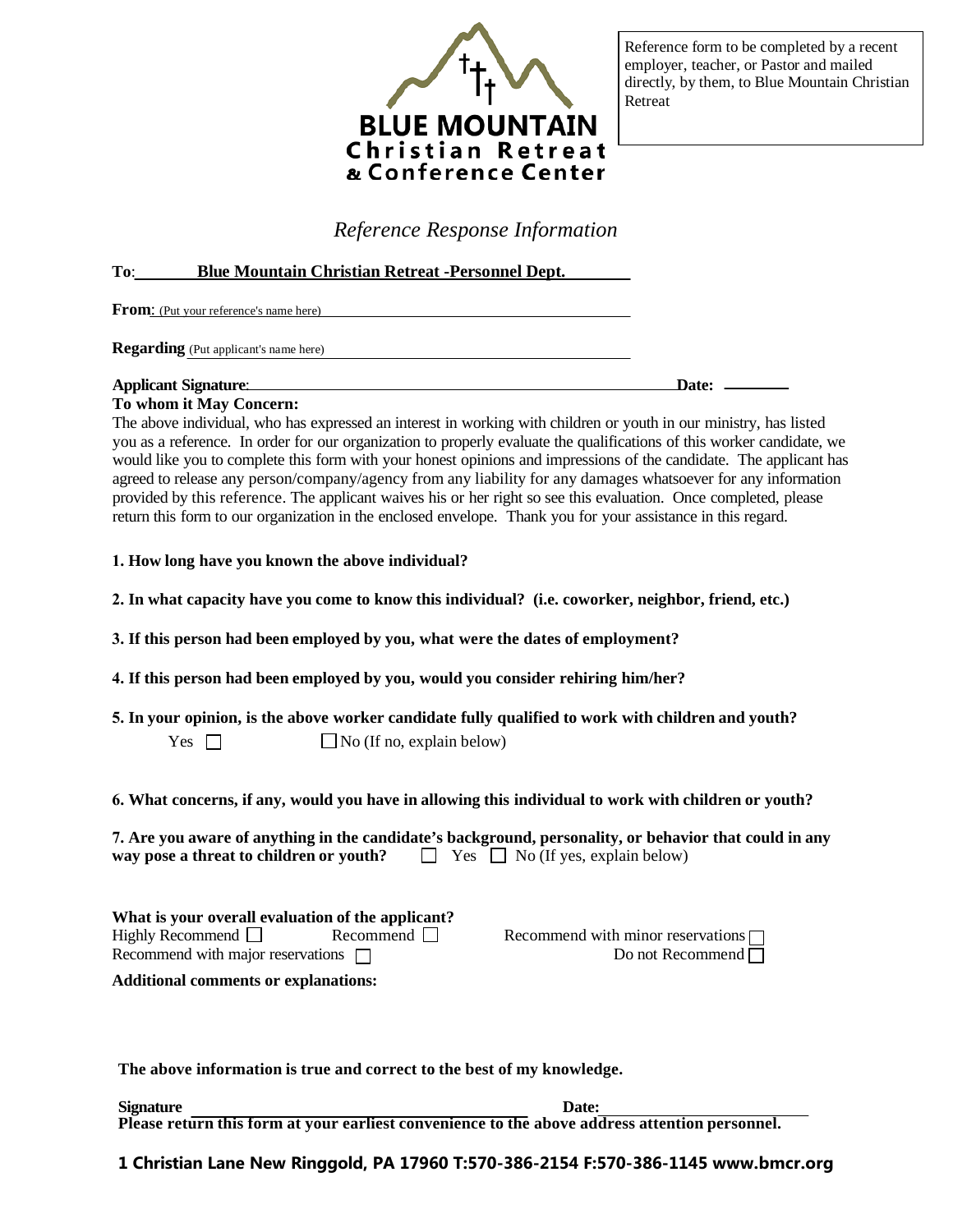BLUE MOUNTAIN
Christian Retreat
& Conference Center

Reference form to be completed by a recent employer, teacher, or Pastor and mailed directly, by them, to Blue Mountain Christian Retreat

## *Reference Response Information*

**To**: **Blue Mountain Christian Retreat -Personnel Dept.**

**From**: (Put your reference's name here) ______________________________

**Regarding** (Put applicant's name here) ______________________________

**Applicant Signature**: ______________________________ **Date:** ________

**To whom it May Concern:**

The above individual, who has expressed an interest in working with children or youth in our ministry, has listed you as a reference. In order for our organization to properly evaluate the qualifications of this worker candidate, we would like you to complete this form with your honest opinions and impressions of the candidate. The applicant has agreed to release any person/company/agency from any liability for any damages whatsoever for any information provided by this reference. The applicant waives his or her right so see this evaluation. Once completed, please return this form to our organization in the enclosed envelope. Thank you for your assistance in this regard.

**1. How long have you known the above individual?**

**2. In what capacity have you come to know this individual? (i.e. coworker, neighbor, friend, etc.)**

**3. If this person had been employed by you, what were the dates of employment?**

**4. If this person had been employed by you, would you consider rehiring him/her?**

**5. In your opinion, is the above worker candidate fully qualified to work with children and youth?**

Yes ☐ ☐ No (If no, explain below)

**6. What concerns, if any, would you have in allowing this individual to work with children or youth?**

**7. Are you aware of anything in the candidate's background, personality, or behavior that could in any way pose a threat to children or youth?** ☐ Yes ☐ No (If yes, explain below)

**What is your overall evaluation of the applicant?**

Highly Recommend ☐ Recommend ☐ Recommend with minor reservations ☐

Recommend with major reservations ☐ Do not Recommend ☐

**Additional comments or explanations:**

**The above information is true and correct to the best of my knowledge.**

**Signature** ______________________________ **Date:** ______________________________

**Please return this form at your earliest convenience to the above address attention personnel.**

**1 Christian Lane New Ringgold, PA 17960 T:570-386-2154 F:570-386-1145 www.bmcr.org**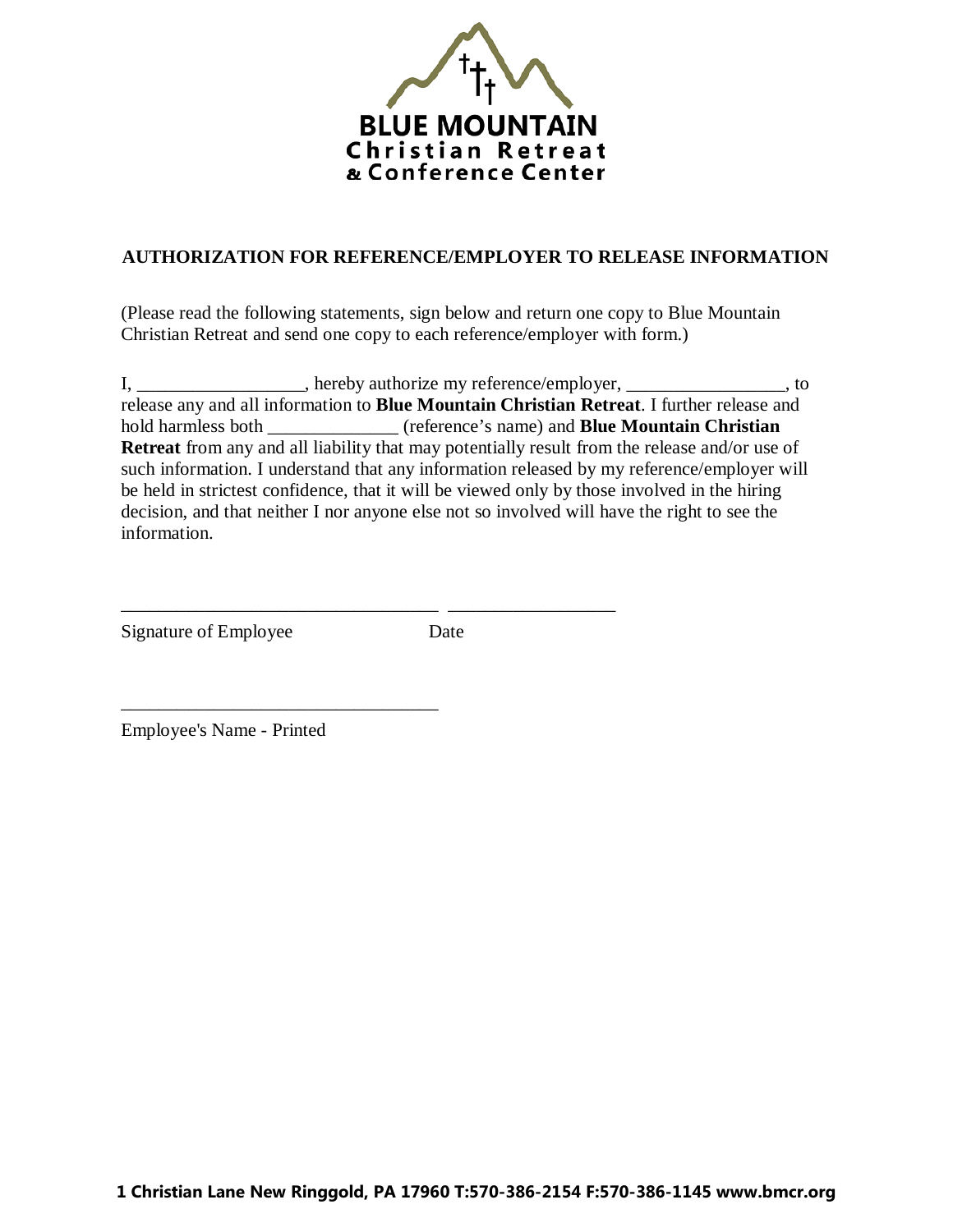**BLUE MOUNTAIN**
**Christian Retreat**
**& Conference Center**

## AUTHORIZATION FOR REFERENCE/EMPLOYER TO RELEASE INFORMATION

(Please read the following statements, sign below and return one copy to Blue Mountain Christian Retreat and send one copy to each reference/employer with form.)

I, __________________, hereby authorize my reference/employer, _________________, to release any and all information to **Blue Mountain Christian Retreat**. I further release and hold harmless both ______________ (reference's name) and **Blue Mountain Christian Retreat** from any and all liability that may potentially result from the release and/or use of such information. I understand that any information released by my reference/employer will be held in strictest confidence, that it will be viewed only by those involved in the hiring decision, and that neither I nor anyone else not so involved will have the right to see the information.

__________________________________ __________________

Signature of Employee Date

__________________________________

Employee's Name - Printed

**1 Christian Lane New Ringgold, PA 17960 T:570-386-2154 F:570-386-1145 www.bmcr.org**